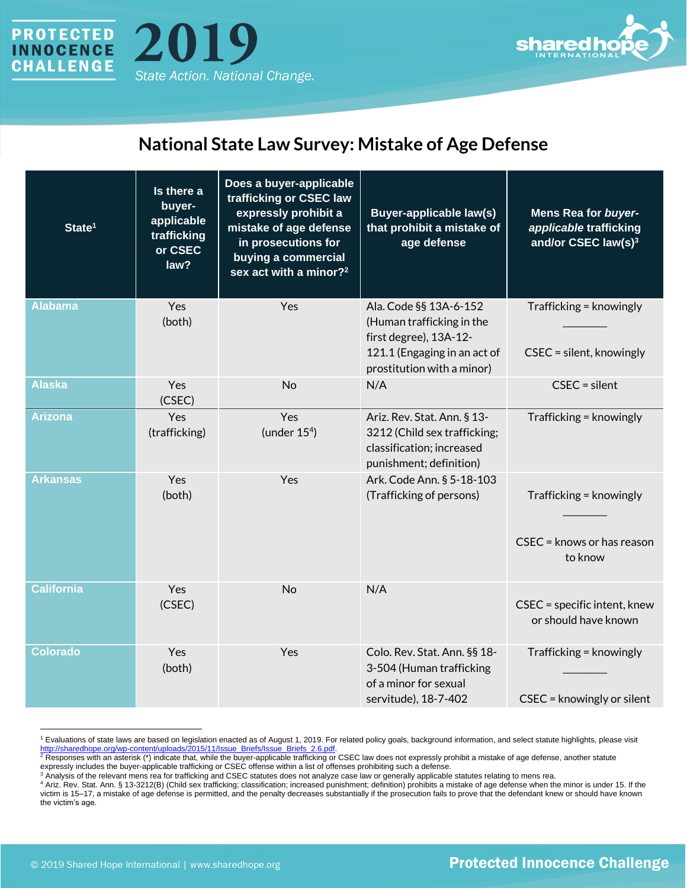**PROTECTED INNOCENCE CHALLENGE 2019**

*State Action. National Change.*

# National State Law Survey: Mistake of Age Defense

| State[1] | Is there a buyer-applicable trafficking or CSEC law? | Does a buyer-applicable trafficking or CSEC law expressly prohibit a mistake of age defense in prosecutions for buying a commercial sex act with a minor?[2] | Buyer-applicable law(s) that prohibit a mistake of age defense | Mens Rea for *buyer-applicable* trafficking and/or CSEC law(s)[3] |
|---|---|---|---|---|
| Alabama | Yes (both) | Yes | Ala. Code §§ 13A-6-152 (Human trafficking in the first degree), 13A-12-121.1 (Engaging in an act of prostitution with a minor) | Trafficking = knowingly<br>______<br>CSEC = silent, knowingly |
| Alaska | Yes (CSEC) | No | N/A | CSEC = silent |
| Arizona | Yes (trafficking) | Yes (under 15[4]) | Ariz. Rev. Stat. Ann. § 13-3212 (Child sex trafficking; classification; increased punishment; definition) | Trafficking = knowingly |
| Arkansas | Yes (both) | Yes | Ark. Code Ann. § 5-18-103 (Trafficking of persons) | Trafficking = knowingly<br>______<br>CSEC = knows or has reason to know |
| California | Yes (CSEC) | No | N/A | CSEC = specific intent, knew or should have known |
| Colorado | Yes (both) | Yes | Colo. Rev. Stat. Ann. §§ 18-3-504 (Human trafficking of a minor for sexual servitude), 18-7-402 | Trafficking = knowingly<br>______<br>CSEC = knowingly or silent |

[1] Evaluations of state laws are based on legislation enacted as of August 1, 2019. For related policy goals, background information, and select statute highlights, please visit http://sharedhope.org/wp-content/uploads/2015/11/Issue_Briefs/Issue_Briefs_2.6.pdf.

[2] Responses with an asterisk (*) indicate that, while the buyer-applicable trafficking or CSEC law does not expressly prohibit a mistake of age defense, another statute expressly includes the buyer-applicable trafficking or CSEC offense within a list of offenses prohibiting such a defense.

[3] Analysis of the relevant mens rea for trafficking and CSEC statutes does not analyze case law or generally applicable statutes relating to mens rea.

[4] Ariz. Rev. Stat. Ann. § 13-3212(B) (Child sex trafficking; classification; increased punishment; definition) prohibits a mistake of age defense when the minor is under 15. If the victim is 15–17, a mistake of age defense is permitted, and the penalty decreases substantially if the prosecution fails to prove that the defendant knew or should have known the victim's age.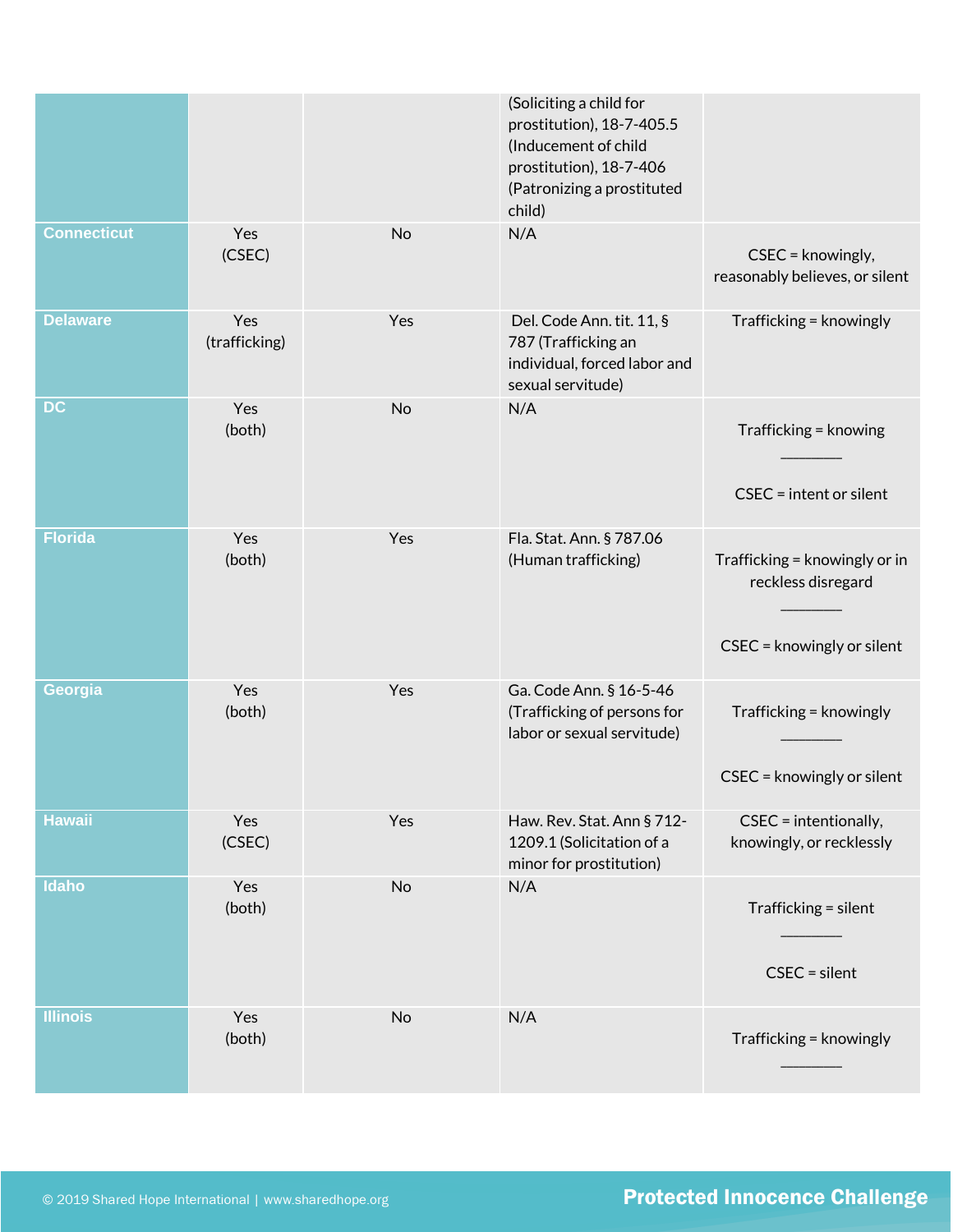| | | | | |
|---|---|---|---|---|
| | | | (Soliciting a child for prostitution), 18-7-405.5 (Inducement of child prostitution), 18-7-406 (Patronizing a prostituted child) | |
| **Connecticut** | Yes (CSEC) | No | N/A | CSEC = knowingly, reasonably believes, or silent |
| **Delaware** | Yes (trafficking) | Yes | Del. Code Ann. tit. 11, § 787 (Trafficking an individual, forced labor and sexual servitude) | Trafficking = knowingly |
| **DC** | Yes (both) | No | N/A | Trafficking = knowing<br>\_\_\_\_\_\_\_\_<br>CSEC = intent or silent |
| **Florida** | Yes (both) | Yes | Fla. Stat. Ann. § 787.06 (Human trafficking) | Trafficking = knowingly or in reckless disregard<br>\_\_\_\_\_\_\_\_<br>CSEC = knowingly or silent |
| **Georgia** | Yes (both) | Yes | Ga. Code Ann. § 16-5-46 (Trafficking of persons for labor or sexual servitude) | Trafficking = knowingly<br>\_\_\_\_\_\_\_\_<br>CSEC = knowingly or silent |
| **Hawaii** | Yes (CSEC) | Yes | Haw. Rev. Stat. Ann § 712-1209.1 (Solicitation of a minor for prostitution) | CSEC = intentionally, knowingly, or recklessly |
| **Idaho** | Yes (both) | No | N/A | Trafficking = silent<br>\_\_\_\_\_\_\_\_<br>CSEC = silent |
| **Illinois** | Yes (both) | No | N/A | Trafficking = knowingly<br>\_\_\_\_\_\_\_\_ |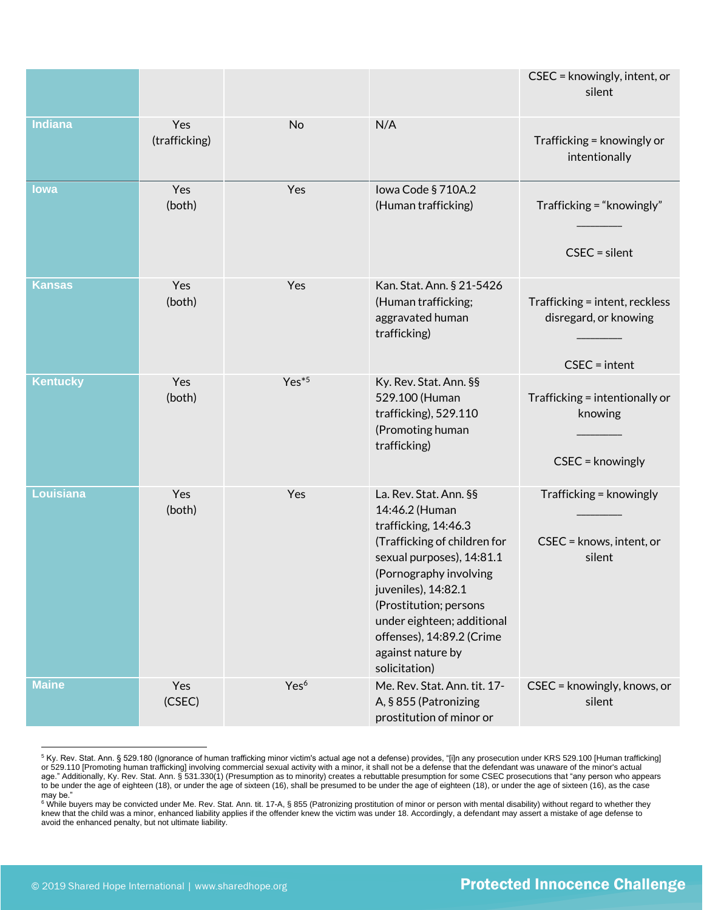| | | | | |
|---|---|---|---|---|
| | | | | CSEC = knowingly, intent, or silent |
| **Indiana** | Yes (trafficking) | No | N/A | Trafficking = knowingly or intentionally |
| **Iowa** | Yes (both) | Yes | Iowa Code § 710A.2 (Human trafficking) | Trafficking = "knowingly" <br> ________ <br> CSEC = silent |
| **Kansas** | Yes (both) | Yes | Kan. Stat. Ann. § 21-5426 (Human trafficking; aggravated human trafficking) | Trafficking = intent, reckless disregard, or knowing <br> ________ <br> CSEC = intent |
| **Kentucky** | Yes (both) | Yes*[5] | Ky. Rev. Stat. Ann. §§ 529.100 (Human trafficking), 529.110 (Promoting human trafficking) | Trafficking = intentionally or knowing <br> ________ <br> CSEC = knowingly |
| **Louisiana** | Yes (both) | Yes | La. Rev. Stat. Ann. §§ 14:46.2 (Human trafficking, 14:46.3 (Trafficking of children for sexual purposes), 14:81.1 (Pornography involving juveniles), 14:82.1 (Prostitution; persons under eighteen; additional offenses), 14:89.2 (Crime against nature by solicitation) | Trafficking = knowingly <br> ________ <br> CSEC = knows, intent, or silent |
| **Maine** | Yes (CSEC) | Yes[6] | Me. Rev. Stat. Ann. tit. 17-A, § 855 (Patronizing prostitution of minor or | CSEC = knowingly, knows, or silent |

[5] Ky. Rev. Stat. Ann. § 529.180 (Ignorance of human trafficking minor victim's actual age not a defense) provides, "[i]n any prosecution under KRS 529.100 [Human trafficking] or 529.110 [Promoting human trafficking] involving commercial sexual activity with a minor, it shall not be a defense that the defendant was unaware of the minor's actual age." Additionally, Ky. Rev. Stat. Ann. § 531.330(1) (Presumption as to minority) creates a rebuttable presumption for some CSEC prosecutions that "any person who appears to be under the age of eighteen (18), or under the age of sixteen (16), shall be presumed to be under the age of eighteen (18), or under the age of sixteen (16), as the case may be."

[6] While buyers may be convicted under Me. Rev. Stat. Ann. tit. 17-A, § 855 (Patronizing prostitution of minor or person with mental disability) without regard to whether they knew that the child was a minor, enhanced liability applies if the offender knew the victim was under 18. Accordingly, a defendant may assert a mistake of age defense to avoid the enhanced penalty, but not ultimate liability.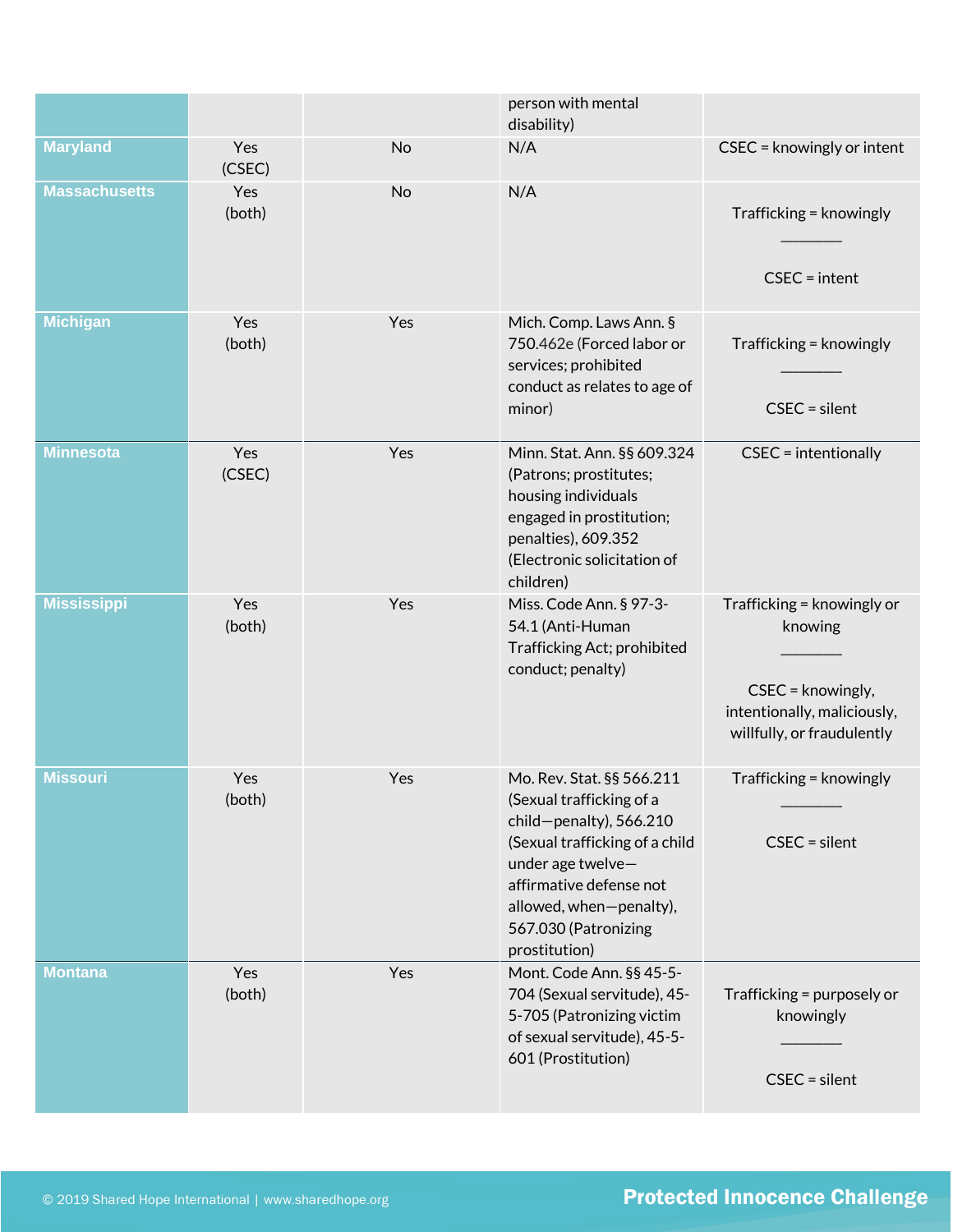| | | | | |
|---|---|---|---|---|
| | | | person with mental disability) | |
| **Maryland** | Yes (CSEC) | No | N/A | CSEC = knowingly or intent |
| **Massachusetts** | Yes (both) | No | N/A | Trafficking = knowingly<br>________<br>CSEC = intent |
| **Michigan** | Yes (both) | Yes | Mich. Comp. Laws Ann. § 750.462e (Forced labor or services; prohibited conduct as relates to age of minor) | Trafficking = knowingly<br>________<br>CSEC = silent |
| **Minnesota** | Yes (CSEC) | Yes | Minn. Stat. Ann. §§ 609.324 (Patrons; prostitutes; housing individuals engaged in prostitution; penalties), 609.352 (Electronic solicitation of children) | CSEC = intentionally |
| **Mississippi** | Yes (both) | Yes | Miss. Code Ann. § 97-3-54.1 (Anti-Human Trafficking Act; prohibited conduct; penalty) | Trafficking = knowingly or knowing<br>________<br>CSEC = knowingly, intentionally, maliciously, willfully, or fraudulently |
| **Missouri** | Yes (both) | Yes | Mo. Rev. Stat. §§ 566.211 (Sexual trafficking of a child—penalty), 566.210 (Sexual trafficking of a child under age twelve—affirmative defense not allowed, when—penalty), 567.030 (Patronizing prostitution) | Trafficking = knowingly<br>________<br>CSEC = silent |
| **Montana** | Yes (both) | Yes | Mont. Code Ann. §§ 45-5-704 (Sexual servitude), 45-5-705 (Patronizing victim of sexual servitude), 45-5-601 (Prostitution) | Trafficking = purposely or knowingly<br>________<br>CSEC = silent |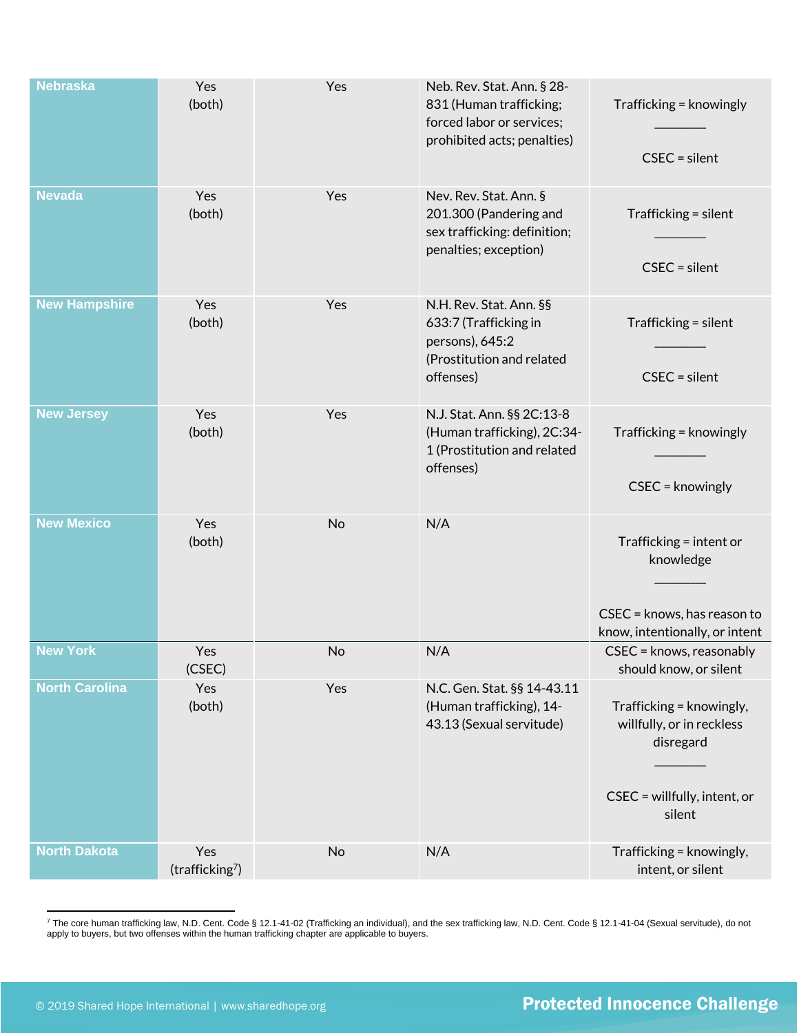| | | | | |
|---|---|---|---|---|
| **Nebraska** | Yes (both) | Yes | Neb. Rev. Stat. Ann. § 28-831 (Human trafficking; forced labor or services; prohibited acts; penalties) | Trafficking = knowingly<br>_______<br>CSEC = silent |
| **Nevada** | Yes (both) | Yes | Nev. Rev. Stat. Ann. § 201.300 (Pandering and sex trafficking: definition; penalties; exception) | Trafficking = silent<br>_______<br>CSEC = silent |
| **New Hampshire** | Yes (both) | Yes | N.H. Rev. Stat. Ann. §§ 633:7 (Trafficking in persons), 645:2 (Prostitution and related offenses) | Trafficking = silent<br>_______<br>CSEC = silent |
| **New Jersey** | Yes (both) | Yes | N.J. Stat. Ann. §§ 2C:13-8 (Human trafficking), 2C:34-1 (Prostitution and related offenses) | Trafficking = knowingly<br>_______<br>CSEC = knowingly |
| **New Mexico** | Yes (both) | No | N/A | Trafficking = intent or knowledge<br>_______<br>CSEC = knows, has reason to know, intentionally, or intent |
| **New York** | Yes (CSEC) | No | N/A | CSEC = knows, reasonably should know, or silent |
| **North Carolina** | Yes (both) | Yes | N.C. Gen. Stat. §§ 14-43.11 (Human trafficking), 14-43.13 (Sexual servitude) | Trafficking = knowingly, willfully, or in reckless disregard<br>_______<br>CSEC = willfully, intent, or silent |
| **North Dakota** | Yes (trafficking[7]) | No | N/A | Trafficking = knowingly, intent, or silent |

[7] The core human trafficking law, N.D. Cent. Code § 12.1-41-02 (Trafficking an individual), and the sex trafficking law, N.D. Cent. Code § 12.1-41-04 (Sexual servitude), do not apply to buyers, but two offenses within the human trafficking chapter are applicable to buyers.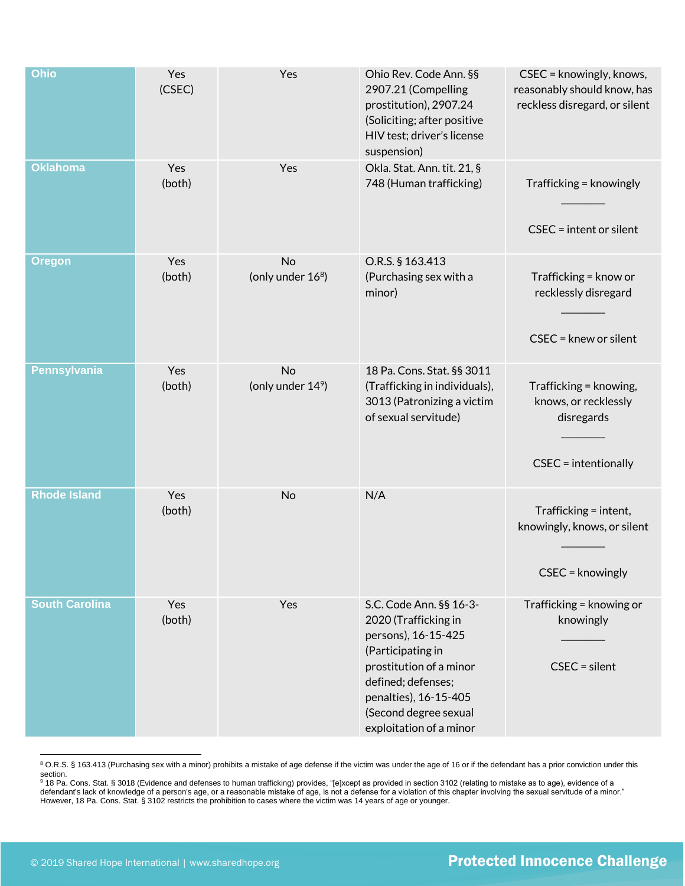| | | | | |
|---|---|---|---|---|
| **Ohio** | Yes (CSEC) | Yes | Ohio Rev. Code Ann. §§ 2907.21 (Compelling prostitution), 2907.24 (Soliciting; after positive HIV test; driver's license suspension) | CSEC = knowingly, knows, reasonably should know, has reckless disregard, or silent |
| **Oklahoma** | Yes (both) | Yes | Okla. Stat. Ann. tit. 21, § 748 (Human trafficking) | Trafficking = knowingly<br>________<br>CSEC = intent or silent |
| **Oregon** | Yes (both) | No (only under 16[8]) | O.R.S. § 163.413 (Purchasing sex with a minor) | Trafficking = know or recklessly disregard<br>________<br>CSEC = knew or silent |
| **Pennsylvania** | Yes (both) | No (only under 14[9]) | 18 Pa. Cons. Stat. §§ 3011 (Trafficking in individuals), 3013 (Patronizing a victim of sexual servitude) | Trafficking = knowing, knows, or recklessly disregards<br>________<br>CSEC = intentionally |
| **Rhode Island** | Yes (both) | No | N/A | Trafficking = intent, knowingly, knows, or silent<br>________<br>CSEC = knowingly |
| **South Carolina** | Yes (both) | Yes | S.C. Code Ann. §§ 16-3-2020 (Trafficking in persons), 16-15-425 (Participating in prostitution of a minor defined; defenses; penalties), 16-15-405 (Second degree sexual exploitation of a minor | Trafficking = knowing or knowingly<br>________<br>CSEC = silent |

[8] O.R.S. § 163.413 (Purchasing sex with a minor) prohibits a mistake of age defense if the victim was under the age of 16 or if the defendant has a prior conviction under this section.

[9] 18 Pa. Cons. Stat. § 3018 (Evidence and defenses to human trafficking) provides, "[e]xcept as provided in section 3102 (relating to mistake as to age), evidence of a defendant's lack of knowledge of a person's age, or a reasonable mistake of age, is not a defense for a violation of this chapter involving the sexual servitude of a minor." However, 18 Pa. Cons. Stat. § 3102 restricts the prohibition to cases where the victim was 14 years of age or younger.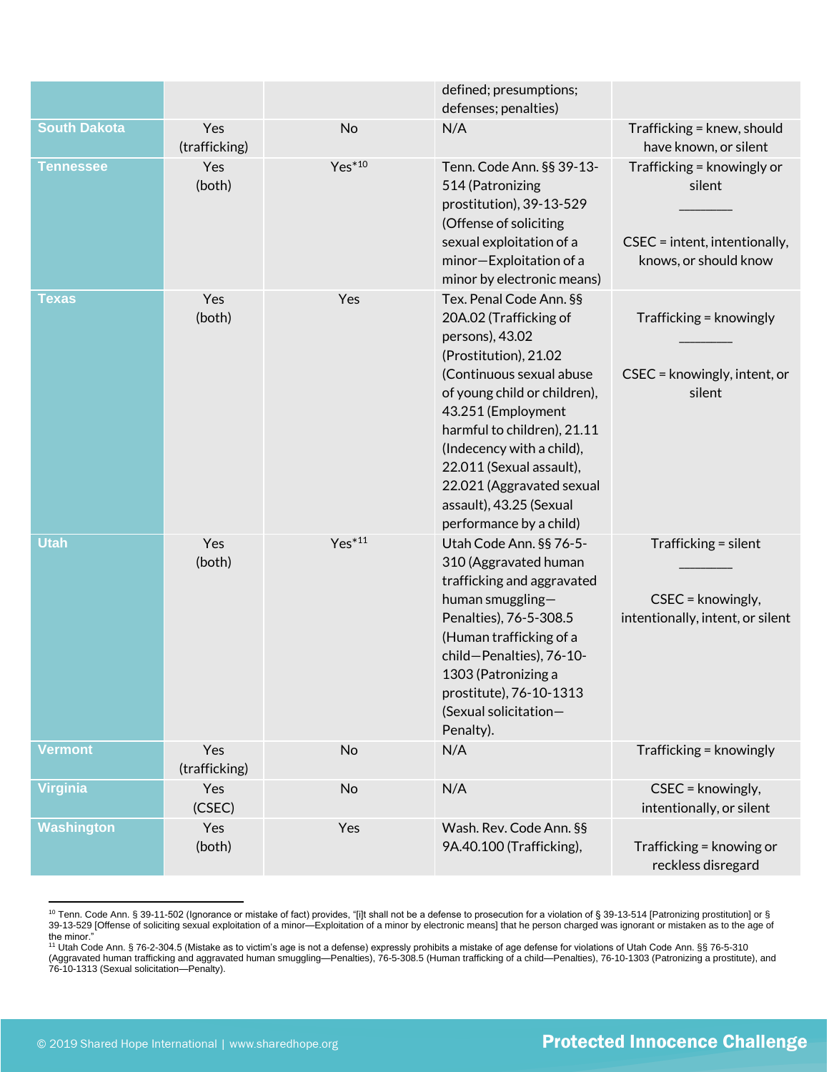| | | | defined; presumptions; defenses; penalties) | |
|---|---|---|---|---|
| **South Dakota** | Yes (trafficking) | No | N/A | Trafficking = knew, should have known, or silent |
| **Tennessee** | Yes (both) | Yes*[10] | Tenn. Code Ann. §§ 39-13-514 (Patronizing prostitution), 39-13-529 (Offense of soliciting sexual exploitation of a minor—Exploitation of a minor by electronic means) | Trafficking = knowingly or silent<br>\_\_\_\_\_\_\_\_<br>CSEC = intent, intentionally, knows, or should know |
| **Texas** | Yes (both) | Yes | Tex. Penal Code Ann. §§ 20A.02 (Trafficking of persons), 43.02 (Prostitution), 21.02 (Continuous sexual abuse of young child or children), 43.251 (Employment harmful to children), 21.11 (Indecency with a child), 22.011 (Sexual assault), 22.021 (Aggravated sexual assault), 43.25 (Sexual performance by a child) | Trafficking = knowingly<br>\_\_\_\_\_\_\_\_<br>CSEC = knowingly, intent, or silent |
| **Utah** | Yes (both) | Yes*[11] | Utah Code Ann. §§ 76-5-310 (Aggravated human trafficking and aggravated human smuggling—Penalties), 76-5-308.5 (Human trafficking of a child—Penalties), 76-10-1303 (Patronizing a prostitute), 76-10-1313 (Sexual solicitation—Penalty). | Trafficking = silent<br>\_\_\_\_\_\_\_\_<br>CSEC = knowingly, intentionally, intent, or silent |
| **Vermont** | Yes (trafficking) | No | N/A | Trafficking = knowingly |
| **Virginia** | Yes (CSEC) | No | N/A | CSEC = knowingly, intentionally, or silent |
| **Washington** | Yes (both) | Yes | Wash. Rev. Code Ann. §§ 9A.40.100 (Trafficking), | Trafficking = knowing or reckless disregard |

[10] Tenn. Code Ann. § 39-11-502 (Ignorance or mistake of fact) provides, "[i]t shall not be a defense to prosecution for a violation of § 39-13-514 [Patronizing prostitution] or § 39-13-529 [Offense of soliciting sexual exploitation of a minor—Exploitation of a minor by electronic means] that he person charged was ignorant or mistaken as to the age of the minor."

[11] Utah Code Ann. § 76-2-304.5 (Mistake as to victim's age is not a defense) expressly prohibits a mistake of age defense for violations of Utah Code Ann. §§ 76-5-310 (Aggravated human trafficking and aggravated human smuggling—Penalties), 76-5-308.5 (Human trafficking of a child—Penalties), 76-10-1303 (Patronizing a prostitute), and 76-10-1313 (Sexual solicitation—Penalty).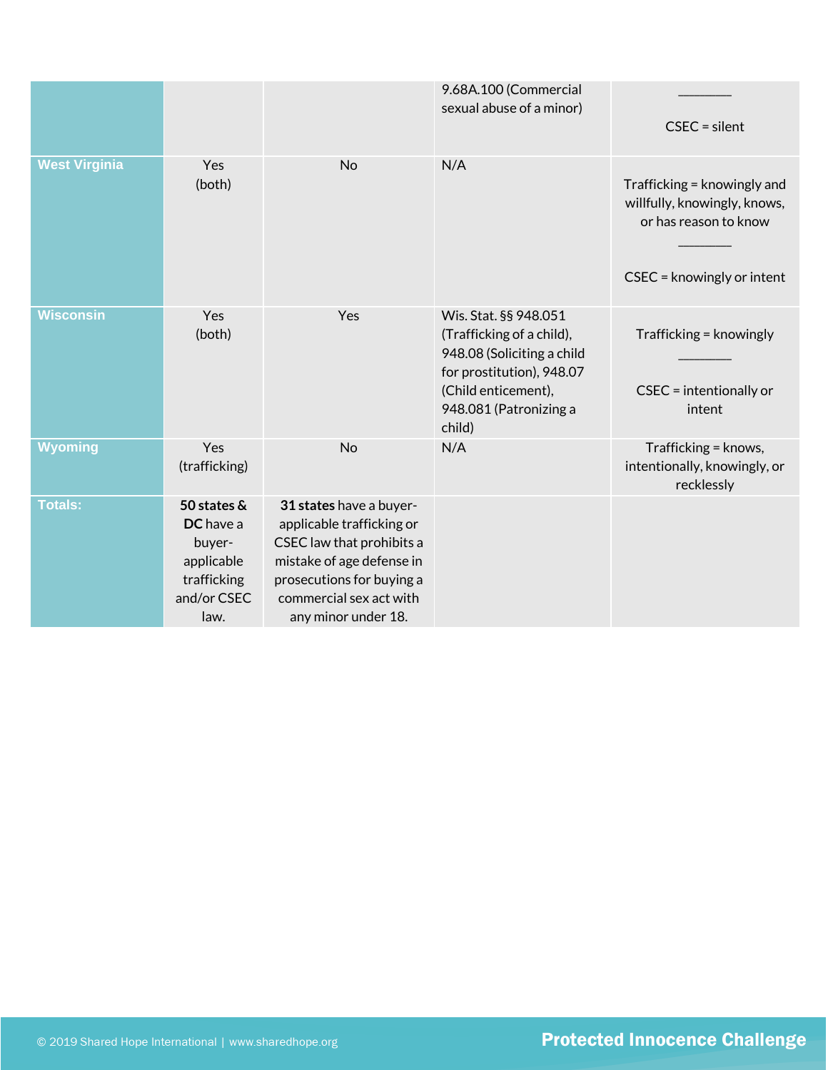| | | | | |
|---|---|---|---|---|
| | | | 9.68A.100 (Commercial sexual abuse of a minor) | ________ CSEC = silent |
| **West Virginia** | Yes (both) | No | N/A | Trafficking = knowingly and willfully, knowingly, knows, or has reason to know ________ CSEC = knowingly or intent |
| **Wisconsin** | Yes (both) | Yes | Wis. Stat. §§ 948.051 (Trafficking of a child), 948.08 (Soliciting a child for prostitution), 948.07 (Child enticement), 948.081 (Patronizing a child) | Trafficking = knowingly ________ CSEC = intentionally or intent |
| **Wyoming** | Yes (trafficking) | No | N/A | Trafficking = knows, intentionally, knowingly, or recklessly |
| **Totals:** | **50 states & DC** have a buyer-applicable trafficking and/or CSEC law. | **31 states** have a buyer-applicable trafficking or CSEC law that prohibits a mistake of age defense in prosecutions for buying a commercial sex act with any minor under 18. | | |